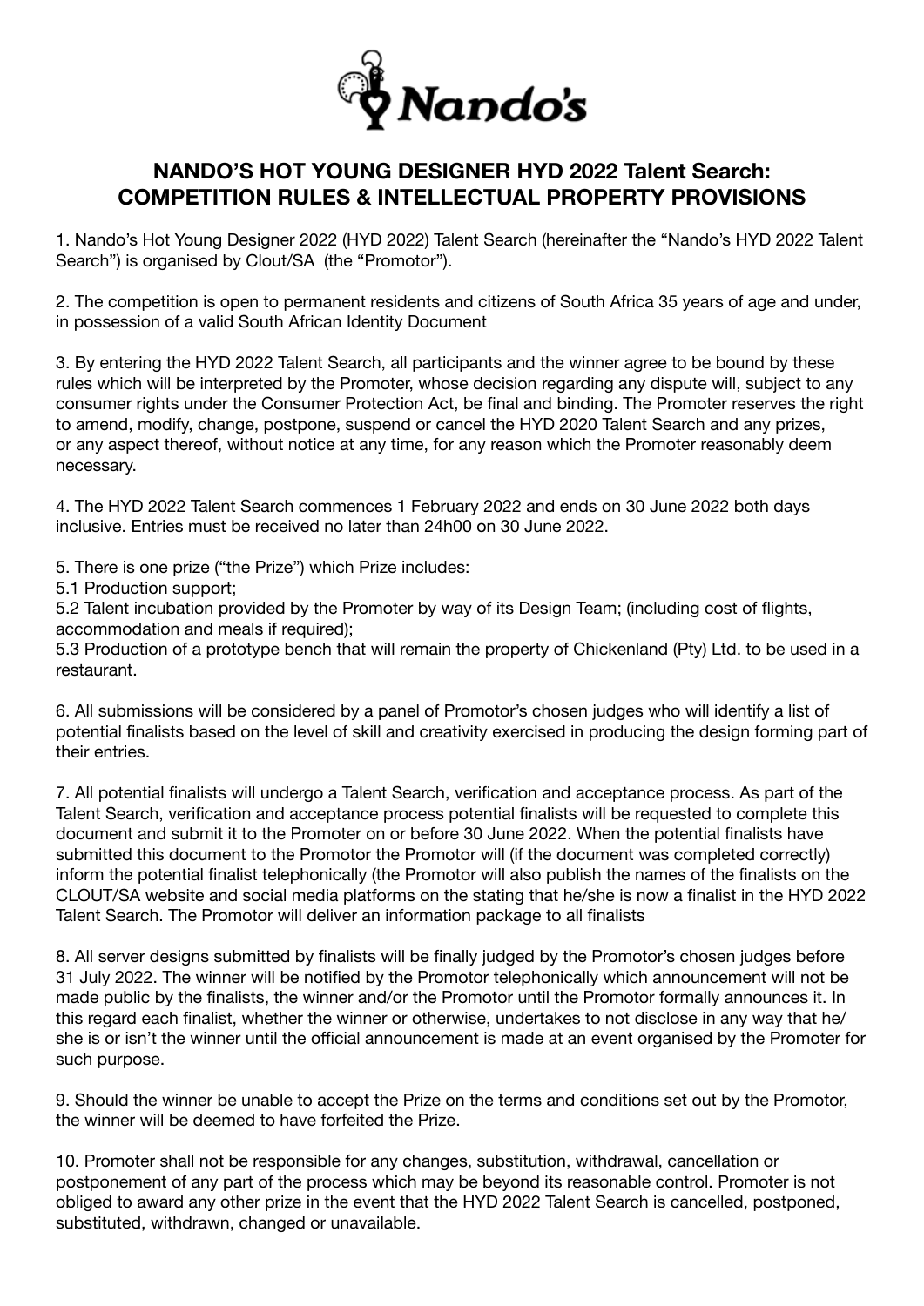# NANDO'S HOT YOUNG DESIGNER HYD 2022 Talent Search: COMPETITION RULES & INTELLECTUAL PROPERTY PROVISIONS

1. Nando's Hot Young Designer 2022 (HYD 2022) Talent Search (hereinafter the "Nando's HYD 2022 Talent Search") is organised by Clout/SA (the "Promotor").

2. The competition is open to permanent residents and citizens of South Africa 35 years of age and under, in possession of a valid South African Identity Document

3. By entering the HYD 2022 Talent Search, all participants and the winner agree to be bound by these rules which will be interpreted by the Promoter, whose decision regarding any dispute will, subject to any consumer rights under the Consumer Protection Act, be final and binding. The Promoter reserves the right to amend, modify, change, postpone, suspend or cancel the HYD 2020 Talent Search and any prizes, or any aspect thereof, without notice at any time, for any reason which the Promoter reasonably deem necessary.

4. The HYD 2022 Talent Search commences 1 February 2022 and ends on 30 June 2022 both days inclusive. Entries must be received no later than 24h00 on 30 June 2022.

5. There is one prize ("the Prize") which Prize includes:
5.1 Production support;
5.2 Talent incubation provided by the Promoter by way of its Design Team; (including cost of flights, accommodation and meals if required);
5.3 Production of a prototype bench that will remain the property of Chickenland (Pty) Ltd. to be used in a restaurant.

6. All submissions will be considered by a panel of Promotor's chosen judges who will identify a list of potential finalists based on the level of skill and creativity exercised in producing the design forming part of their entries.

7. All potential finalists will undergo a Talent Search, verification and acceptance process. As part of the Talent Search, verification and acceptance process potential finalists will be requested to complete this document and submit it to the Promoter on or before 30 June 2022. When the potential finalists have submitted this document to the Promotor the Promotor will (if the document was completed correctly) inform the potential finalist telephonically (the Promotor will also publish the names of the finalists on the CLOUT/SA website and social media platforms on the stating that he/she is now a finalist in the HYD 2022 Talent Search. The Promotor will deliver an information package to all finalists

8. All server designs submitted by finalists will be finally judged by the Promotor's chosen judges before 31 July 2022. The winner will be notified by the Promotor telephonically which announcement will not be made public by the finalists, the winner and/or the Promotor until the Promotor formally announces it. In this regard each finalist, whether the winner or otherwise, undertakes to not disclose in any way that he/she is or isn't the winner until the official announcement is made at an event organised by the Promoter for such purpose.

9. Should the winner be unable to accept the Prize on the terms and conditions set out by the Promotor, the winner will be deemed to have forfeited the Prize.

10. Promoter shall not be responsible for any changes, substitution, withdrawal, cancellation or postponement of any part of the process which may be beyond its reasonable control. Promoter is not obliged to award any other prize in the event that the HYD 2022 Talent Search is cancelled, postponed, substituted, withdrawn, changed or unavailable.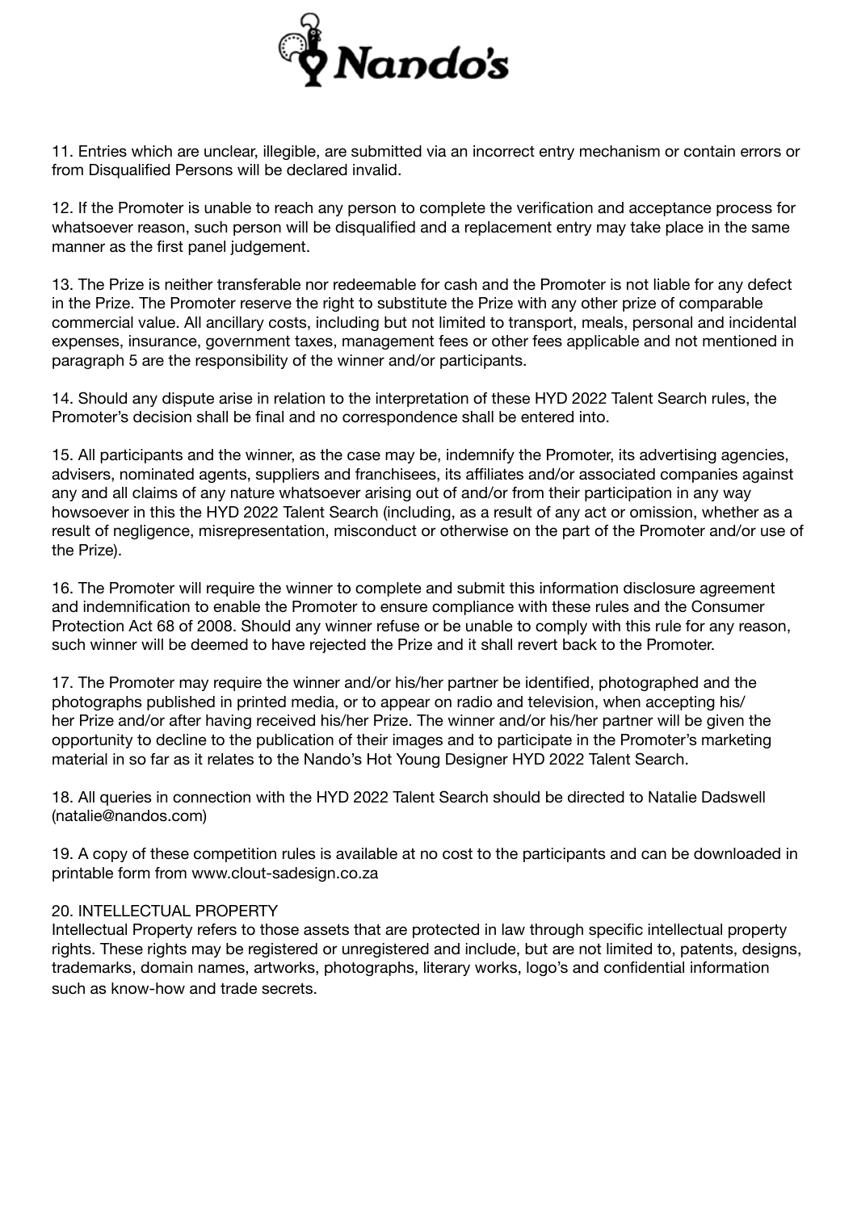11. Entries which are unclear, illegible, are submitted via an incorrect entry mechanism or contain errors or from Disqualified Persons will be declared invalid.

12. If the Promoter is unable to reach any person to complete the verification and acceptance process for whatsoever reason, such person will be disqualified and a replacement entry may take place in the same manner as the first panel judgement.

13. The Prize is neither transferable nor redeemable for cash and the Promoter is not liable for any defect in the Prize. The Promoter reserve the right to substitute the Prize with any other prize of comparable commercial value. All ancillary costs, including but not limited to transport, meals, personal and incidental expenses, insurance, government taxes, management fees or other fees applicable and not mentioned in paragraph 5 are the responsibility of the winner and/or participants.

14. Should any dispute arise in relation to the interpretation of these HYD 2022 Talent Search rules, the Promoter's decision shall be final and no correspondence shall be entered into.

15. All participants and the winner, as the case may be, indemnify the Promoter, its advertising agencies, advisers, nominated agents, suppliers and franchisees, its affiliates and/or associated companies against any and all claims of any nature whatsoever arising out of and/or from their participation in any way howsoever in this the HYD 2022 Talent Search (including, as a result of any act or omission, whether as a result of negligence, misrepresentation, misconduct or otherwise on the part of the Promoter and/or use of the Prize).

16. The Promoter will require the winner to complete and submit this information disclosure agreement and indemnification to enable the Promoter to ensure compliance with these rules and the Consumer Protection Act 68 of 2008. Should any winner refuse or be unable to comply with this rule for any reason, such winner will be deemed to have rejected the Prize and it shall revert back to the Promoter.

17. The Promoter may require the winner and/or his/her partner be identified, photographed and the photographs published in printed media, or to appear on radio and television, when accepting his/her Prize and/or after having received his/her Prize. The winner and/or his/her partner will be given the opportunity to decline to the publication of their images and to participate in the Promoter's marketing material in so far as it relates to the Nando's Hot Young Designer HYD 2022 Talent Search.

18. All queries in connection with the HYD 2022 Talent Search should be directed to Natalie Dadswell (natalie@nandos.com)

19. A copy of these competition rules is available at no cost to the participants and can be downloaded in printable form from www.clout-sadesign.co.za

20. INTELLECTUAL PROPERTY

Intellectual Property refers to those assets that are protected in law through specific intellectual property rights. These rights may be registered or unregistered and include, but are not limited to, patents, designs, trademarks, domain names, artworks, photographs, literary works, logo's and confidential information such as know-how and trade secrets.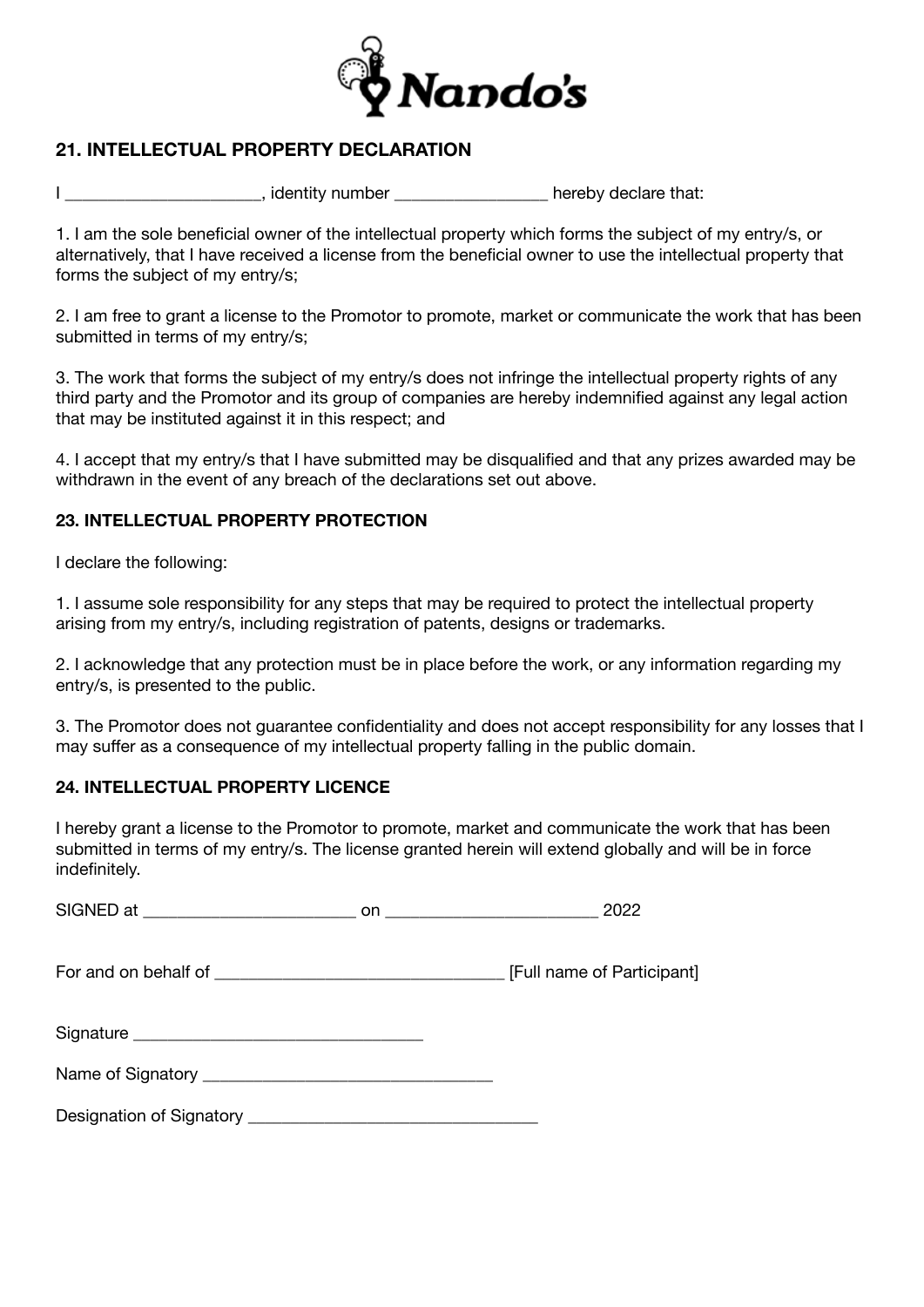Nando's

## 21. INTELLECTUAL PROPERTY DECLARATION

I ______________________, identity number _________________ hereby declare that:

1. I am the sole beneficial owner of the intellectual property which forms the subject of my entry/s, or alternatively, that I have received a license from the beneficial owner to use the intellectual property that forms the subject of my entry/s;

2. I am free to grant a license to the Promotor to promote, market or communicate the work that has been submitted in terms of my entry/s;

3. The work that forms the subject of my entry/s does not infringe the intellectual property rights of any third party and the Promotor and its group of companies are hereby indemnified against any legal action that may be instituted against it in this respect; and

4. I accept that my entry/s that I have submitted may be disqualified and that any prizes awarded may be withdrawn in the event of any breach of the declarations set out above.

### 23. INTELLECTUAL PROPERTY PROTECTION

I declare the following:

1. I assume sole responsibility for any steps that may be required to protect the intellectual property arising from my entry/s, including registration of patents, designs or trademarks.

2. I acknowledge that any protection must be in place before the work, or any information regarding my entry/s, is presented to the public.

3. The Promotor does not guarantee confidentiality and does not accept responsibility for any losses that I may suffer as a consequence of my intellectual property falling in the public domain.

### 24. INTELLECTUAL PROPERTY LICENCE

I hereby grant a license to the Promotor to promote, market and communicate the work that has been submitted in terms of my entry/s. The license granted herein will extend globally and will be in force indefinitely.

SIGNED at ________________________ on ________________________ 2022

For and on behalf of ________________________________ [Full name of Participant]

Signature ________________________________

Name of Signatory ________________________________

Designation of Signatory ________________________________